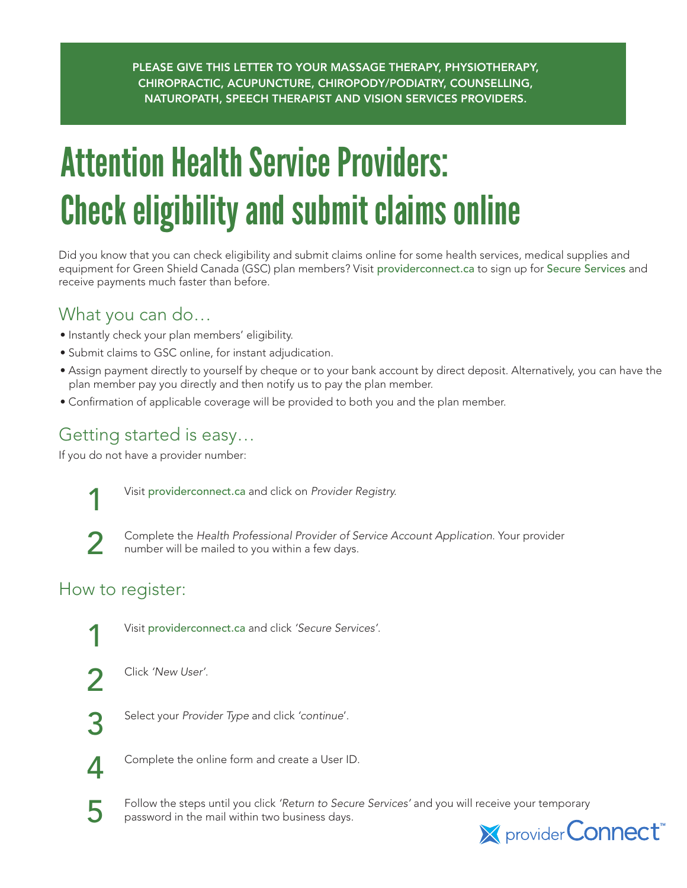**PLEASE GIVE THIS LETTER TO YOUR MASSAGE THERAPY, PHYSIOTHERAPY, CHIROPRACTIC, ACUPUNCTURE, CHIROPODY/PODIATRY, COUNSELLING, NATUROPATH, SPEECH THERAPIST AND VISION SERVICES PROVIDERS.**

# Attention Health Service Providers: Check eligibility and submit claims online

Did you know that you can check eligibility and submit claims online for some health services, medical supplies and equipment for Green Shield Canada (GSC) plan members? Visit providerconnect.ca to sign up for Secure Services and receive payments much faster than before.

## What you can do…

- Instantly check your plan members' eligibility.
- Submit claims to GSC online, for instant adjudication.
- Assign payment directly to yourself by cheque or to your bank account by direct deposit. Alternatively, you can have the plan member pay you directly and then notify us to pay the plan member.
- Confirmation of applicable coverage will be provided to both you and the plan member.

## Getting started is easy…

If you do not have a provider number:

1. Visit providerconnect.ca and click on *Provider Registry*.
2. Complete the *Health Professional Provider of Service Account Application*. Your provider number will be mailed to you within a few days.

## How to register:

1. Visit providerconnect.ca and click *'Secure Services'*.
2. Click *'New User'*.
3. Select your *Provider Type* and click *'continue'*.
4. Complete the online form and create a User ID.
5. Follow the steps until you click *'Return to Secure Services'* and you will receive your temporary password in the mail within two business days.

providerConnect™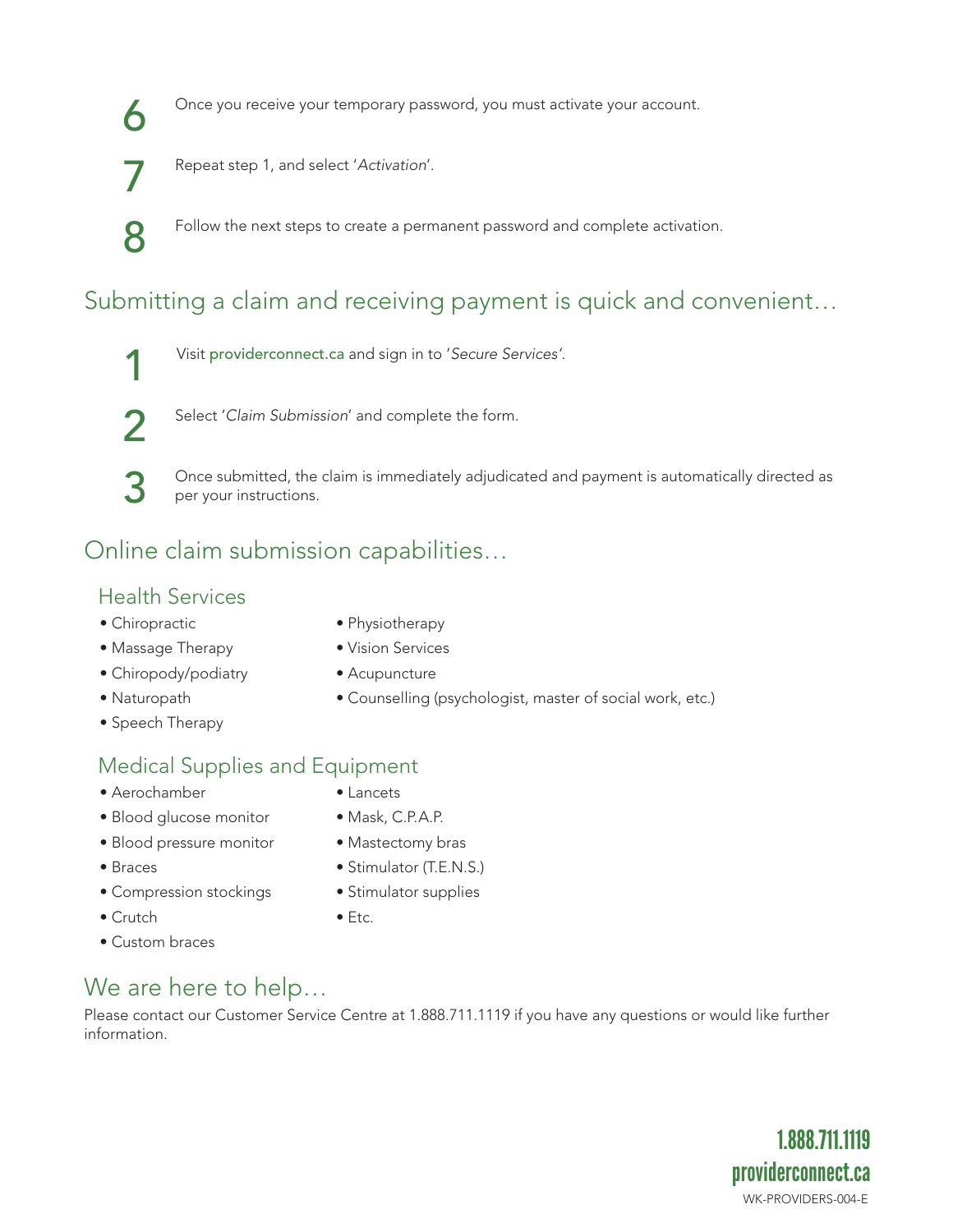6. Once you receive your temporary password, you must activate your account.
7. Repeat step 1, and select '*Activation*'.
8. Follow the next steps to create a permanent password and complete activation.

## Submitting a claim and receiving payment is quick and convenient…

1. Visit providerconnect.ca and sign in to '*Secure Services'*.
2. Select '*Claim Submission*' and complete the form.
3. Once submitted, the claim is immediately adjudicated and payment is automatically directed as per your instructions.

## Online claim submission capabilities…

### Health Services

- Chiropractic
- Massage Therapy
- Chiropody/podiatry
- Naturopath
- Speech Therapy
- Physiotherapy
- Vision Services
- Acupuncture
- Counselling (psychologist, master of social work, etc.)

### Medical Supplies and Equipment

- Aerochamber
- Blood glucose monitor
- Blood pressure monitor
- Braces
- Compression stockings
- Crutch
- Custom braces
- Lancets
- Mask, C.P.A.P.
- Mastectomy bras
- Stimulator (T.E.N.S.)
- Stimulator supplies
- Etc.

## We are here to help…

Please contact our Customer Service Centre at 1.888.711.1119 if you have any questions or would like further information.

**1.888.711.1119**
**providerconnect.ca**
WK-PROVIDERS-004-E